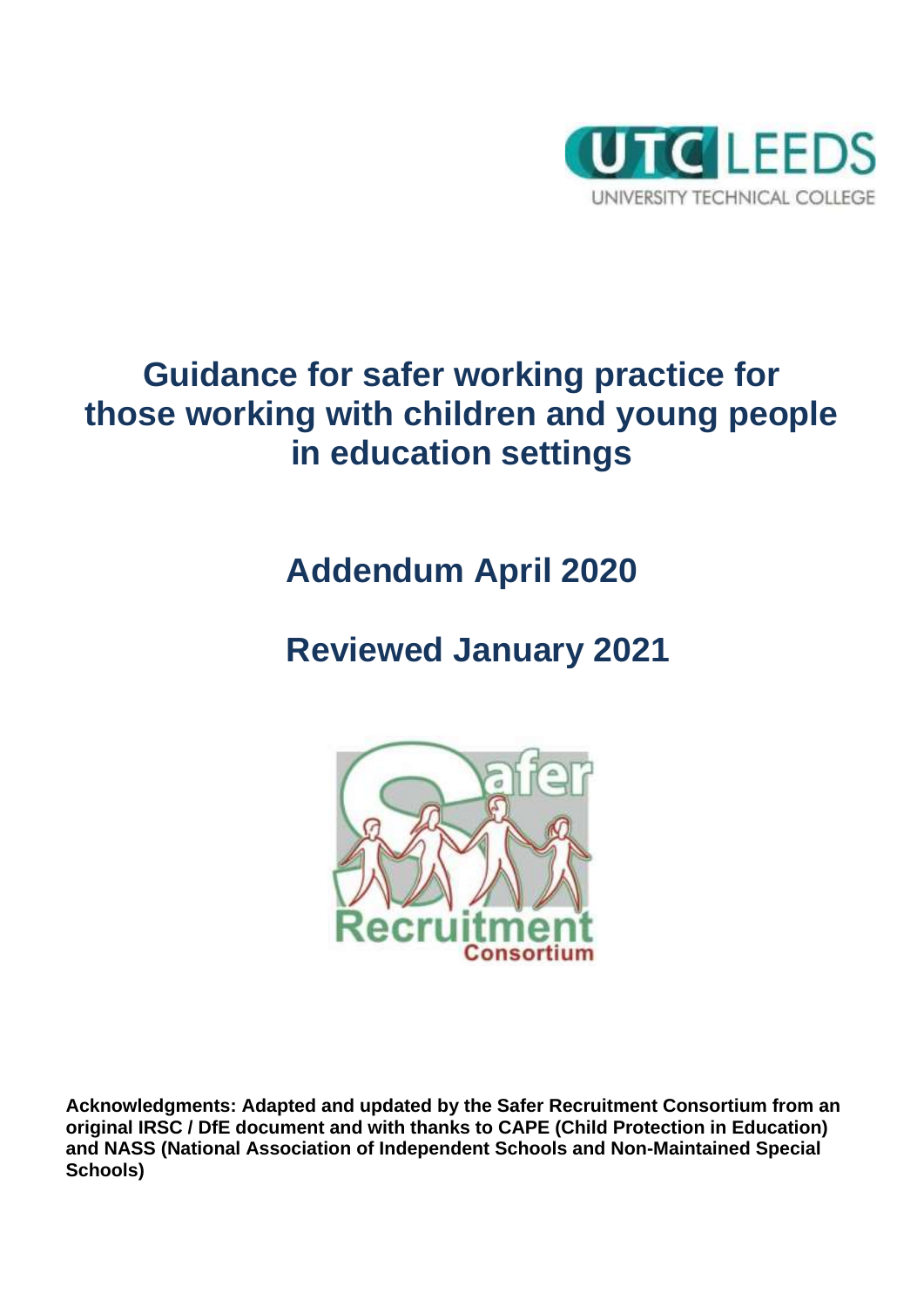# Guidance for safer working practice for those working with children and young people in education settings

## Addendum April 2020

## Reviewed January 2021

**Acknowledgments: Adapted and updated by the Safer Recruitment Consortium from an original IRSC / DfE document and with thanks to CAPE (Child Protection in Education) and NASS (National Association of Independent Schools and Non-Maintained Special Schools)**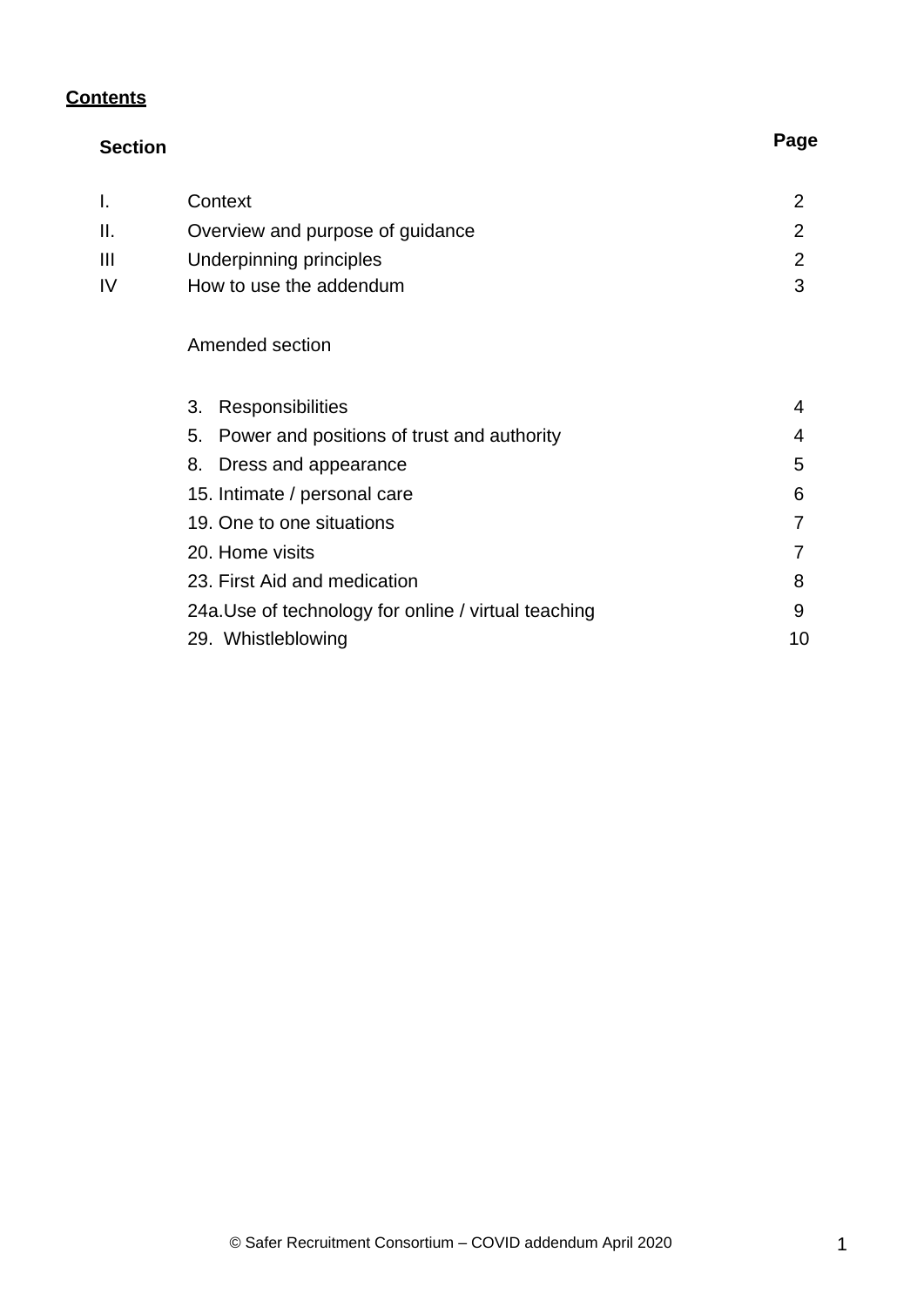**Contents**

| Section | | Page |
|---|---|---|
| I. | Context | 2 |
| II. | Overview and purpose of guidance | 2 |
| III | Underpinning principles | 2 |
| IV | How to use the addendum | 3 |
| | Amended section | |
| | 3. Responsibilities | 4 |
| | 5. Power and positions of trust and authority | 4 |
| | 8. Dress and appearance | 5 |
| | 15. Intimate / personal care | 6 |
| | 19. One to one situations | 7 |
| | 20. Home visits | 7 |
| | 23. First Aid and medication | 8 |
| | 24a.Use of technology for online / virtual teaching | 9 |
| | 29. Whistleblowing | 10 |

© Safer Recruitment Consortium – COVID addendum April 2020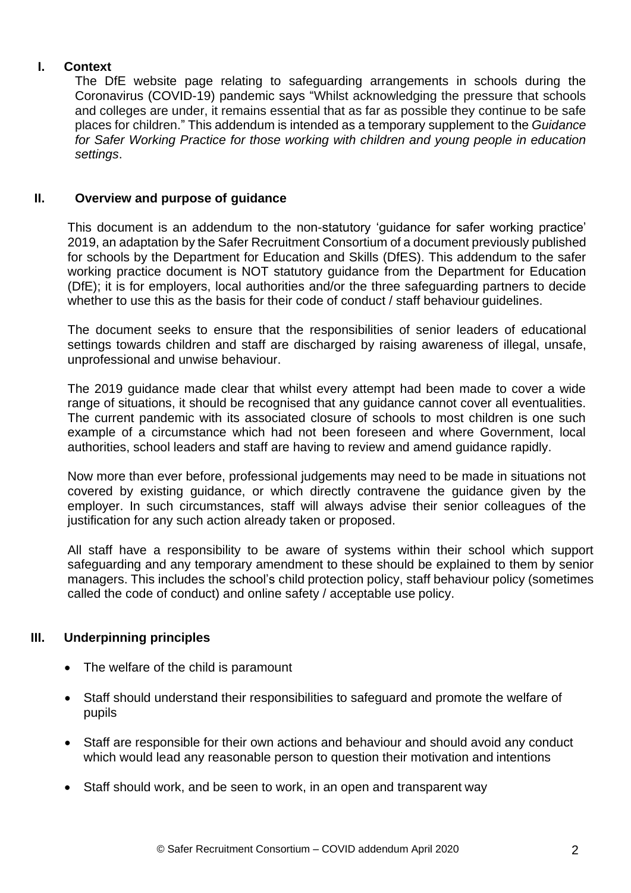## I. Context

The DfE website page relating to safeguarding arrangements in schools during the Coronavirus (COVID-19) pandemic says "Whilst acknowledging the pressure that schools and colleges are under, it remains essential that as far as possible they continue to be safe places for children." This addendum is intended as a temporary supplement to the *Guidance for Safer Working Practice for those working with children and young people in education settings*.

## II. Overview and purpose of guidance

This document is an addendum to the non-statutory 'guidance for safer working practice' 2019, an adaptation by the Safer Recruitment Consortium of a document previously published for schools by the Department for Education and Skills (DfES). This addendum to the safer working practice document is NOT statutory guidance from the Department for Education (DfE); it is for employers, local authorities and/or the three safeguarding partners to decide whether to use this as the basis for their code of conduct / staff behaviour guidelines.

The document seeks to ensure that the responsibilities of senior leaders of educational settings towards children and staff are discharged by raising awareness of illegal, unsafe, unprofessional and unwise behaviour.

The 2019 guidance made clear that whilst every attempt had been made to cover a wide range of situations, it should be recognised that any guidance cannot cover all eventualities. The current pandemic with its associated closure of schools to most children is one such example of a circumstance which had not been foreseen and where Government, local authorities, school leaders and staff are having to review and amend guidance rapidly.

Now more than ever before, professional judgements may need to be made in situations not covered by existing guidance, or which directly contravene the guidance given by the employer. In such circumstances, staff will always advise their senior colleagues of the justification for any such action already taken or proposed.

All staff have a responsibility to be aware of systems within their school which support safeguarding and any temporary amendment to these should be explained to them by senior managers. This includes the school's child protection policy, staff behaviour policy (sometimes called the code of conduct) and online safety / acceptable use policy.

## III. Underpinning principles

- The welfare of the child is paramount
- Staff should understand their responsibilities to safeguard and promote the welfare of pupils
- Staff are responsible for their own actions and behaviour and should avoid any conduct which would lead any reasonable person to question their motivation and intentions
- Staff should work, and be seen to work, in an open and transparent way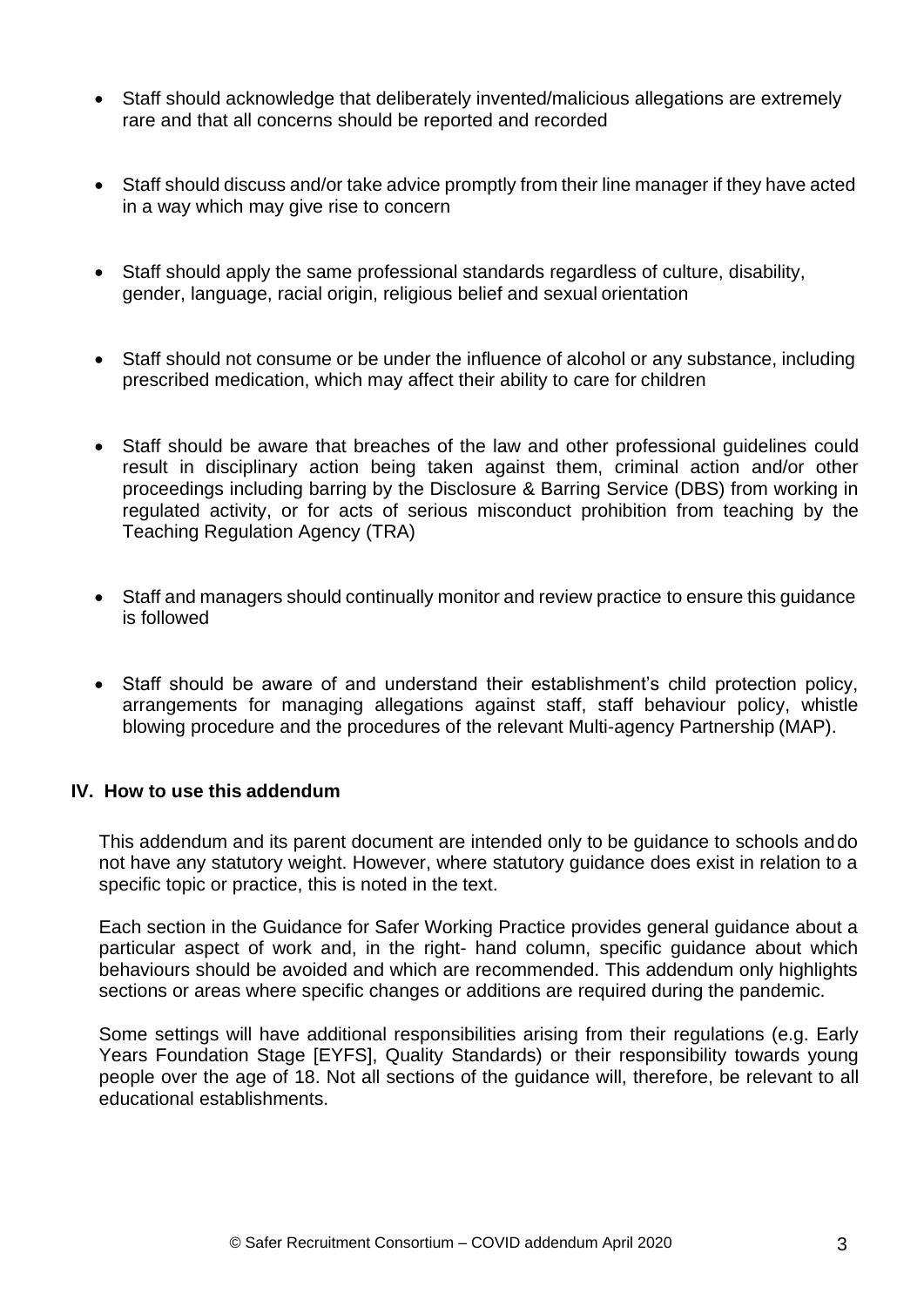- Staff should acknowledge that deliberately invented/malicious allegations are extremely rare and that all concerns should be reported and recorded

- Staff should discuss and/or take advice promptly from their line manager if they have acted in a way which may give rise to concern

- Staff should apply the same professional standards regardless of culture, disability, gender, language, racial origin, religious belief and sexual orientation

- Staff should not consume or be under the influence of alcohol or any substance, including prescribed medication, which may affect their ability to care for children

- Staff should be aware that breaches of the law and other professional guidelines could result in disciplinary action being taken against them, criminal action and/or other proceedings including barring by the Disclosure & Barring Service (DBS) from working in regulated activity, or for acts of serious misconduct prohibition from teaching by the Teaching Regulation Agency (TRA)

- Staff and managers should continually monitor and review practice to ensure this guidance is followed

- Staff should be aware of and understand their establishment's child protection policy, arrangements for managing allegations against staff, staff behaviour policy, whistle blowing procedure and the procedures of the relevant Multi-agency Partnership (MAP).

### IV. How to use this addendum

This addendum and its parent document are intended only to be guidance to schools and do not have any statutory weight. However, where statutory guidance does exist in relation to a specific topic or practice, this is noted in the text.

Each section in the Guidance for Safer Working Practice provides general guidance about a particular aspect of work and, in the right- hand column, specific guidance about which behaviours should be avoided and which are recommended. This addendum only highlights sections or areas where specific changes or additions are required during the pandemic.

Some settings will have additional responsibilities arising from their regulations (e.g. Early Years Foundation Stage [EYFS], Quality Standards) or their responsibility towards young people over the age of 18. Not all sections of the guidance will, therefore, be relevant to all educational establishments.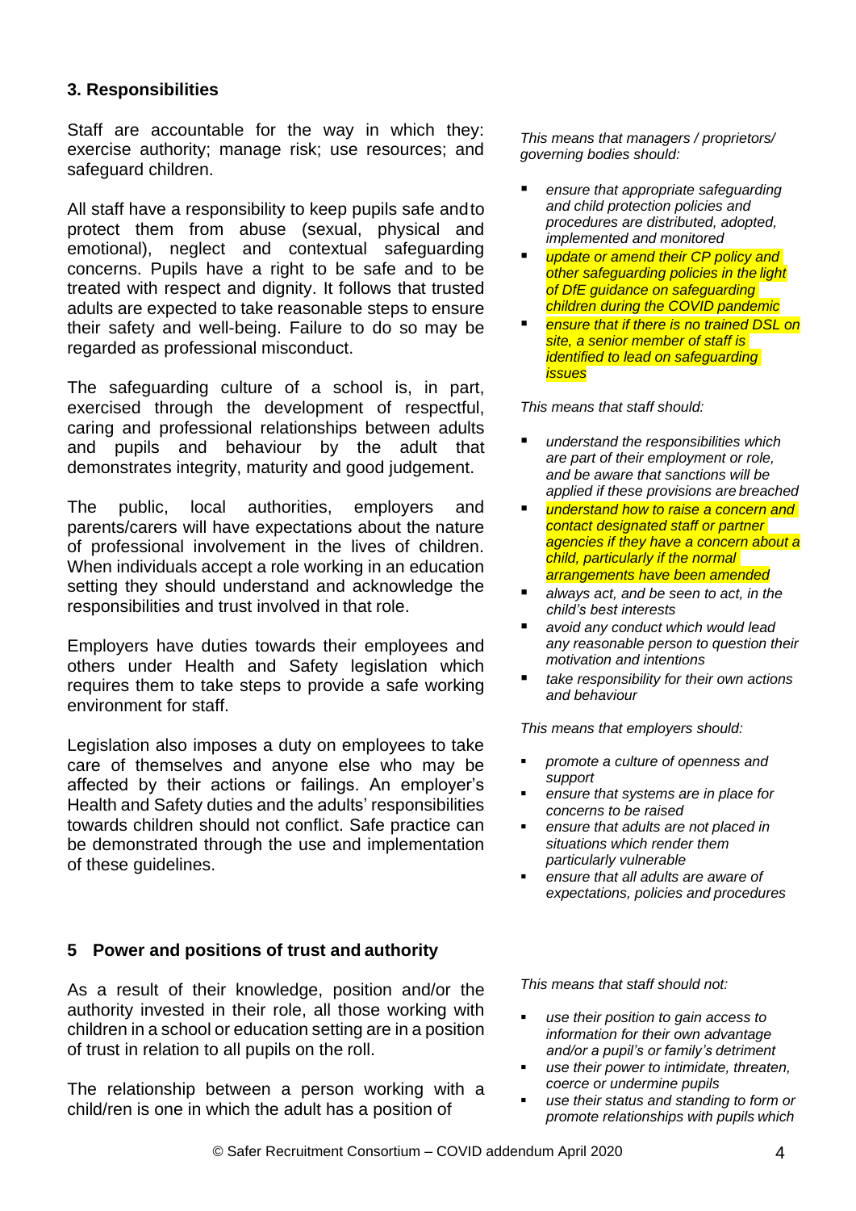### 3. Responsibilities

Staff are accountable for the way in which they: exercise authority; manage risk; use resources; and safeguard children.

All staff have a responsibility to keep pupils safe and to protect them from abuse (sexual, physical and emotional), neglect and contextual safeguarding concerns. Pupils have a right to be safe and to be treated with respect and dignity. It follows that trusted adults are expected to take reasonable steps to ensure their safety and well-being. Failure to do so may be regarded as professional misconduct.

The safeguarding culture of a school is, in part, exercised through the development of respectful, caring and professional relationships between adults and pupils and behaviour by the adult that demonstrates integrity, maturity and good judgement.

The public, local authorities, employers and parents/carers will have expectations about the nature of professional involvement in the lives of children. When individuals accept a role working in an education setting they should understand and acknowledge the responsibilities and trust involved in that role.

Employers have duties towards their employees and others under Health and Safety legislation which requires them to take steps to provide a safe working environment for staff.

Legislation also imposes a duty on employees to take care of themselves and anyone else who may be affected by their actions or failings. An employer's Health and Safety duties and the adults' responsibilities towards children should not conflict. Safe practice can be demonstrated through the use and implementation of these guidelines.

*This means that managers / proprietors/ governing bodies should:*

- *ensure that appropriate safeguarding and child protection policies and procedures are distributed, adopted, implemented and monitored*
- *update or amend their CP policy and other safeguarding policies in the light of DfE guidance on safeguarding children during the COVID pandemic*
- *ensure that if there is no trained DSL on site, a senior member of staff is identified to lead on safeguarding issues*

*This means that staff should:*

- *understand the responsibilities which are part of their employment or role, and be aware that sanctions will be applied if these provisions are breached*
- *understand how to raise a concern and contact designated staff or partner agencies if they have a concern about a child, particularly if the normal arrangements have been amended*
- *always act, and be seen to act, in the child's best interests*
- *avoid any conduct which would lead any reasonable person to question their motivation and intentions*
- *take responsibility for their own actions and behaviour*

*This means that employers should:*

- *promote a culture of openness and support*
- *ensure that systems are in place for concerns to be raised*
- *ensure that adults are not placed in situations which render them particularly vulnerable*
- *ensure that all adults are aware of expectations, policies and procedures*

### 5 Power and positions of trust and authority

As a result of their knowledge, position and/or the authority invested in their role, all those working with children in a school or education setting are in a position of trust in relation to all pupils on the roll.

The relationship between a person working with a child/ren is one in which the adult has a position of

*This means that staff should not:*

- *use their position to gain access to information for their own advantage and/or a pupil's or family's detriment*
- *use their power to intimidate, threaten, coerce or undermine pupils*
- *use their status and standing to form or promote relationships with pupils which*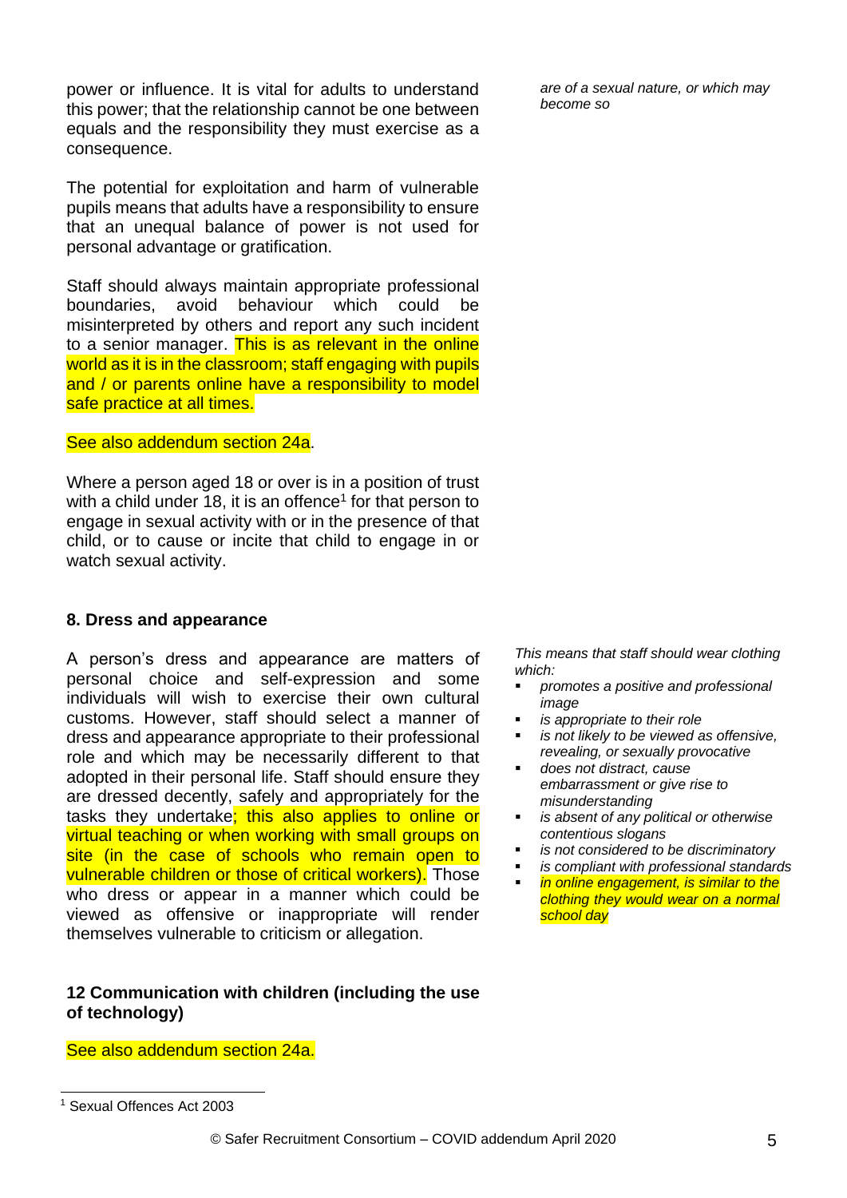power or influence. It is vital for adults to understand this power; that the relationship cannot be one between equals and the responsibility they must exercise as a consequence.

The potential for exploitation and harm of vulnerable pupils means that adults have a responsibility to ensure that an unequal balance of power is not used for personal advantage or gratification.

Staff should always maintain appropriate professional boundaries, avoid behaviour which could be misinterpreted by others and report any such incident to a senior manager. This is as relevant in the online world as it is in the classroom; staff engaging with pupils and / or parents online have a responsibility to model safe practice at all times.

See also addendum section 24a.

Where a person aged 18 or over is in a position of trust with a child under 18, it is an offence[1] for that person to engage in sexual activity with or in the presence of that child, or to cause or incite that child to engage in or watch sexual activity.

*are of a sexual nature, or which may become so*

**8. Dress and appearance**

A person's dress and appearance are matters of personal choice and self-expression and some individuals will wish to exercise their own cultural customs. However, staff should select a manner of dress and appearance appropriate to their professional role and which may be necessarily different to that adopted in their personal life. Staff should ensure they are dressed decently, safely and appropriately for the tasks they undertake; this also applies to online or virtual teaching or when working with small groups on site (in the case of schools who remain open to vulnerable children or those of critical workers). Those who dress or appear in a manner which could be viewed as offensive or inappropriate will render themselves vulnerable to criticism or allegation.

*This means that staff should wear clothing which:*

- *promotes a positive and professional image*
- *is appropriate to their role*
- *is not likely to be viewed as offensive, revealing, or sexually provocative*
- *does not distract, cause embarrassment or give rise to misunderstanding*
- *is absent of any political or otherwise contentious slogans*
- *is not considered to be discriminatory*
- *is compliant with professional standards*
- *in online engagement, is similar to the clothing they would wear on a normal school day*

**12 Communication with children (including the use of technology)**

See also addendum section 24a.

[1] Sexual Offences Act 2003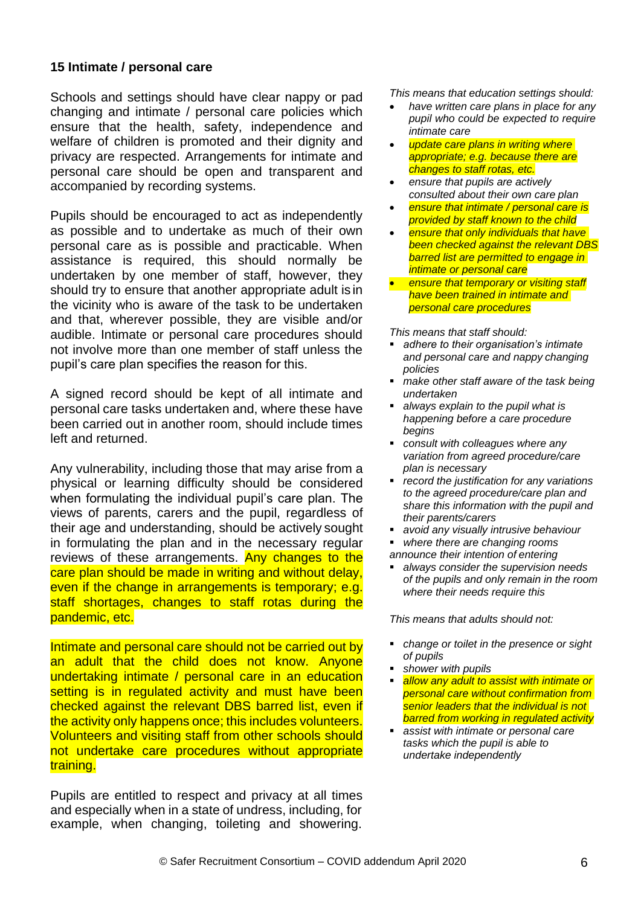### 15 Intimate / personal care

Schools and settings should have clear nappy or pad changing and intimate / personal care policies which ensure that the health, safety, independence and welfare of children is promoted and their dignity and privacy are respected. Arrangements for intimate and personal care should be open and transparent and accompanied by recording systems.

Pupils should be encouraged to act as independently as possible and to undertake as much of their own personal care as is possible and practicable. When assistance is required, this should normally be undertaken by one member of staff, however, they should try to ensure that another appropriate adult is in the vicinity who is aware of the task to be undertaken and that, wherever possible, they are visible and/or audible. Intimate or personal care procedures should not involve more than one member of staff unless the pupil's care plan specifies the reason for this.

A signed record should be kept of all intimate and personal care tasks undertaken and, where these have been carried out in another room, should include times left and returned.

Any vulnerability, including those that may arise from a physical or learning difficulty should be considered when formulating the individual pupil's care plan. The views of parents, carers and the pupil, regardless of their age and understanding, should be actively sought in formulating the plan and in the necessary regular reviews of these arrangements. Any changes to the care plan should be made in writing and without delay, even if the change in arrangements is temporary; e.g. staff shortages, changes to staff rotas during the pandemic, etc.

Intimate and personal care should not be carried out by an adult that the child does not know. Anyone undertaking intimate / personal care in an education setting is in regulated activity and must have been checked against the relevant DBS barred list, even if the activity only happens once; this includes volunteers. Volunteers and visiting staff from other schools should not undertake care procedures without appropriate training.

Pupils are entitled to respect and privacy at all times and especially when in a state of undress, including, for example, when changing, toileting and showering.

*This means that education settings should:*

- *have written care plans in place for any pupil who could be expected to require intimate care*
- *update care plans in writing where appropriate; e.g. because there are changes to staff rotas, etc.*
- *ensure that pupils are actively consulted about their own care plan*
- *ensure that intimate / personal care is provided by staff known to the child*
- *ensure that only individuals that have been checked against the relevant DBS barred list are permitted to engage in intimate or personal care*
- *ensure that temporary or visiting staff have been trained in intimate and personal care procedures*

*This means that staff should:*

- *adhere to their organisation's intimate and personal care and nappy changing policies*
- *make other staff aware of the task being undertaken*
- *always explain to the pupil what is happening before a care procedure begins*
- *consult with colleagues where any variation from agreed procedure/care plan is necessary*
- *record the justification for any variations to the agreed procedure/care plan and share this information with the pupil and their parents/carers*
- *avoid any visually intrusive behaviour*
- *where there are changing rooms announce their intention of entering*
- *always consider the supervision needs of the pupils and only remain in the room where their needs require this*

*This means that adults should not:*

- *change or toilet in the presence or sight of pupils*
- *shower with pupils*
- *allow any adult to assist with intimate or personal care without confirmation from senior leaders that the individual is not barred from working in regulated activity*
- *assist with intimate or personal care tasks which the pupil is able to undertake independently*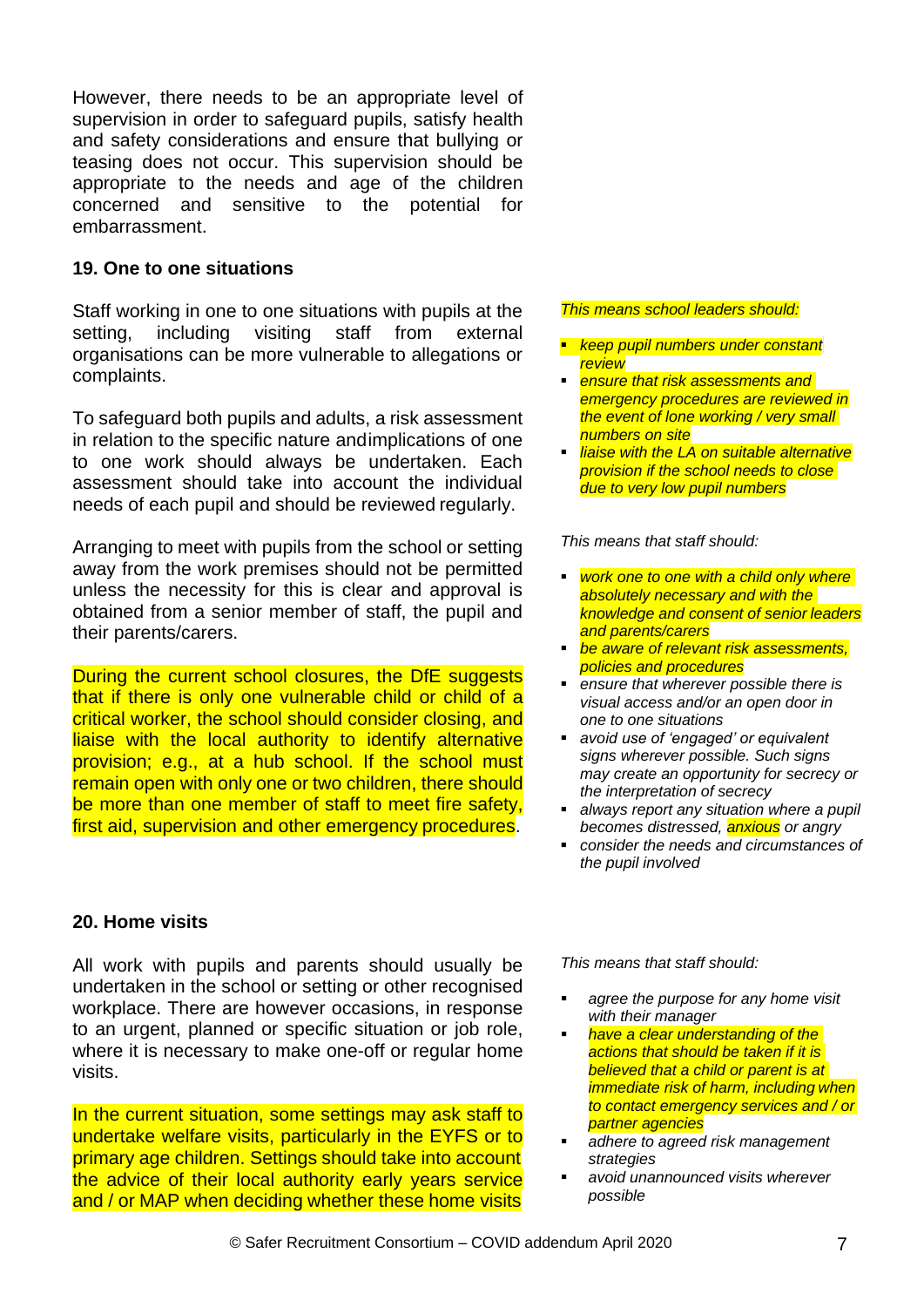However, there needs to be an appropriate level of supervision in order to safeguard pupils, satisfy health and safety considerations and ensure that bullying or teasing does not occur. This supervision should be appropriate to the needs and age of the children concerned and sensitive to the potential for embarrassment.

## 19. One to one situations

Staff working in one to one situations with pupils at the setting, including visiting staff from external organisations can be more vulnerable to allegations or complaints.

To safeguard both pupils and adults, a risk assessment in relation to the specific nature andimplications of one to one work should always be undertaken. Each assessment should take into account the individual needs of each pupil and should be reviewed regularly.

Arranging to meet with pupils from the school or setting away from the work premises should not be permitted unless the necessity for this is clear and approval is obtained from a senior member of staff, the pupil and their parents/carers.

During the current school closures, the DfE suggests that if there is only one vulnerable child or child of a critical worker, the school should consider closing, and liaise with the local authority to identify alternative provision; e.g., at a hub school. If the school must remain open with only one or two children, there should be more than one member of staff to meet fire safety, first aid, supervision and other emergency procedures.

*This means school leaders should:*

- *keep pupil numbers under constant review*
- *ensure that risk assessments and emergency procedures are reviewed in the event of lone working / very small numbers on site*
- *liaise with the LA on suitable alternative provision if the school needs to close due to very low pupil numbers*

*This means that staff should:*

- *work one to one with a child only where absolutely necessary and with the knowledge and consent of senior leaders and parents/carers*
- *be aware of relevant risk assessments, policies and procedures*
- *ensure that wherever possible there is visual access and/or an open door in one to one situations*
- *avoid use of 'engaged' or equivalent signs wherever possible. Such signs may create an opportunity for secrecy or the interpretation of secrecy*
- *always report any situation where a pupil becomes distressed, anxious or angry*
- *consider the needs and circumstances of the pupil involved*

## 20. Home visits

All work with pupils and parents should usually be undertaken in the school or setting or other recognised workplace. There are however occasions, in response to an urgent, planned or specific situation or job role, where it is necessary to make one-off or regular home visits.

In the current situation, some settings may ask staff to undertake welfare visits, particularly in the EYFS or to primary age children. Settings should take into account the advice of their local authority early years service and / or MAP when deciding whether these home visits

*This means that staff should:*

- *agree the purpose for any home visit with their manager*
- *have a clear understanding of the actions that should be taken if it is believed that a child or parent is at immediate risk of harm, including when to contact emergency services and / or partner agencies*
- *adhere to agreed risk management strategies*
- *avoid unannounced visits wherever possible*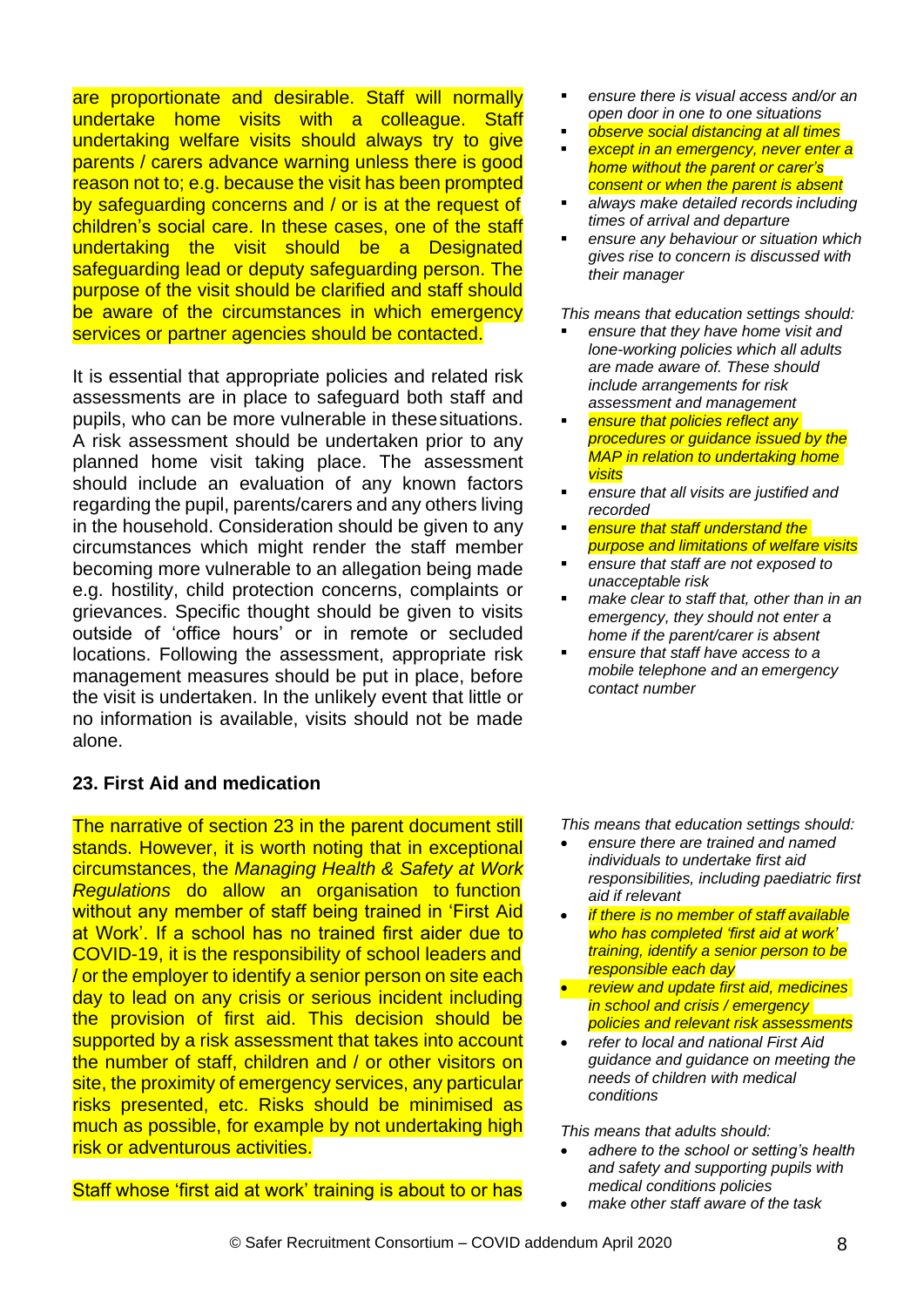are proportionate and desirable. Staff will normally undertake home visits with a colleague. Staff undertaking welfare visits should always try to give parents / carers advance warning unless there is good reason not to; e.g. because the visit has been prompted by safeguarding concerns and / or is at the request of children's social care. In these cases, one of the staff undertaking the visit should be a Designated safeguarding lead or deputy safeguarding person. The purpose of the visit should be clarified and staff should be aware of the circumstances in which emergency services or partner agencies should be contacted.

It is essential that appropriate policies and related risk assessments are in place to safeguard both staff and pupils, who can be more vulnerable in these situations. A risk assessment should be undertaken prior to any planned home visit taking place. The assessment should include an evaluation of any known factors regarding the pupil, parents/carers and any others living in the household. Consideration should be given to any circumstances which might render the staff member becoming more vulnerable to an allegation being made e.g. hostility, child protection concerns, complaints or grievances. Specific thought should be given to visits outside of 'office hours' or in remote or secluded locations. Following the assessment, appropriate risk management measures should be put in place, before the visit is undertaken. In the unlikely event that little or no information is available, visits should not be made alone.

- *ensure there is visual access and/or an open door in one to one situations*
- *observe social distancing at all times*
- *except in an emergency, never enter a home without the parent or carer's consent or when the parent is absent*
- *always make detailed records including times of arrival and departure*
- *ensure any behaviour or situation which gives rise to concern is discussed with their manager*

*This means that education settings should:*

- *ensure that they have home visit and lone-working policies which all adults are made aware of. These should include arrangements for risk assessment and management*
- *ensure that policies reflect any procedures or guidance issued by the MAP in relation to undertaking home visits*
- *ensure that all visits are justified and recorded*
- *ensure that staff understand the purpose and limitations of welfare visits*
- *ensure that staff are not exposed to unacceptable risk*
- *make clear to staff that, other than in an emergency, they should not enter a home if the parent/carer is absent*
- *ensure that staff have access to a mobile telephone and an emergency contact number*

## 23. First Aid and medication

The narrative of section 23 in the parent document still stands. However, it is worth noting that in exceptional circumstances, the *Managing Health & Safety at Work Regulations* do allow an organisation to function without any member of staff being trained in 'First Aid at Work'. If a school has no trained first aider due to COVID-19, it is the responsibility of school leaders and / or the employer to identify a senior person on site each day to lead on any crisis or serious incident including the provision of first aid. This decision should be supported by a risk assessment that takes into account the number of staff, children and / or other visitors on site, the proximity of emergency services, any particular risks presented, etc. Risks should be minimised as much as possible, for example by not undertaking high risk or adventurous activities.

Staff whose 'first aid at work' training is about to or has

*This means that education settings should:*

- *ensure there are trained and named individuals to undertake first aid responsibilities, including paediatric first aid if relevant*
- *if there is no member of staff available who has completed 'first aid at work' training, identify a senior person to be responsible each day*
- *review and update first aid, medicines in school and crisis / emergency policies and relevant risk assessments*
- *refer to local and national First Aid guidance and guidance on meeting the needs of children with medical conditions*

*This means that adults should:*

- *adhere to the school or setting's health and safety and supporting pupils with medical conditions policies*
- *make other staff aware of the task*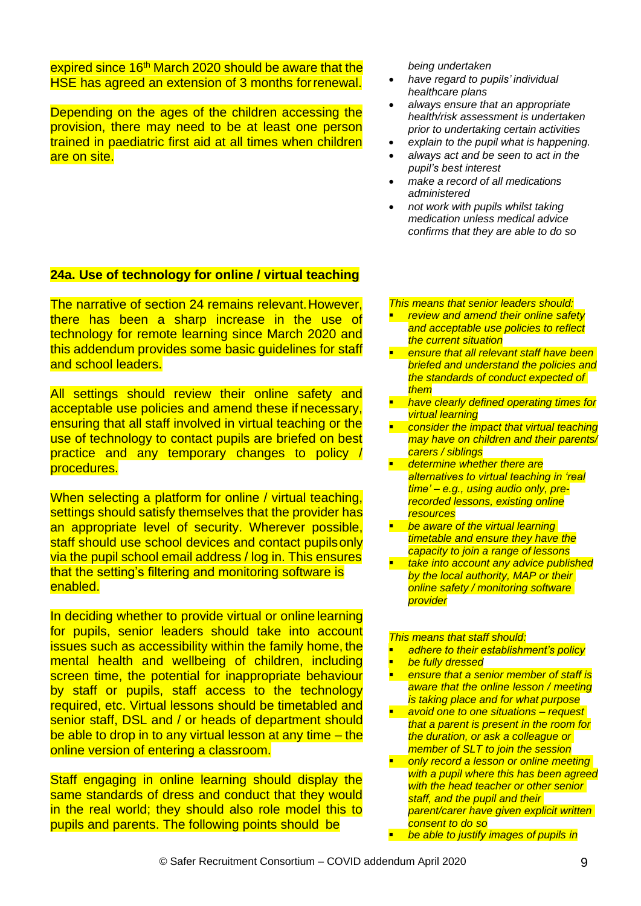expired since 16th March 2020 should be aware that the HSE has agreed an extension of 3 months for renewal.

Depending on the ages of the children accessing the provision, there may need to be at least one person trained in paediatric first aid at all times when children are on site.

*being undertaken*

- *have regard to pupils' individual healthcare plans*
- *always ensure that an appropriate health/risk assessment is undertaken prior to undertaking certain activities*
- *explain to the pupil what is happening.*
- *always act and be seen to act in the pupil's best interest*
- *make a record of all medications administered*
- *not work with pupils whilst taking medication unless medical advice confirms that they are able to do so*

## 24a. Use of technology for online / virtual teaching

The narrative of section 24 remains relevant. However, there has been a sharp increase in the use of technology for remote learning since March 2020 and this addendum provides some basic guidelines for staff and school leaders.

All settings should review their online safety and acceptable use policies and amend these if necessary, ensuring that all staff involved in virtual teaching or the use of technology to contact pupils are briefed on best practice and any temporary changes to policy / procedures.

When selecting a platform for online / virtual teaching, settings should satisfy themselves that the provider has an appropriate level of security. Wherever possible, staff should use school devices and contact pupils only via the pupil school email address / log in. This ensures that the setting's filtering and monitoring software is enabled.

In deciding whether to provide virtual or online learning for pupils, senior leaders should take into account issues such as accessibility within the family home, the mental health and wellbeing of children, including screen time, the potential for inappropriate behaviour by staff or pupils, staff access to the technology required, etc. Virtual lessons should be timetabled and senior staff, DSL and / or heads of department should be able to drop in to any virtual lesson at any time – the online version of entering a classroom.

Staff engaging in online learning should display the same standards of dress and conduct that they would in the real world; they should also role model this to pupils and parents. The following points should be

*This means that senior leaders should:*

- *review and amend their online safety and acceptable use policies to reflect the current situation*
- *ensure that all relevant staff have been briefed and understand the policies and the standards of conduct expected of them*
- *have clearly defined operating times for virtual learning*
- *consider the impact that virtual teaching may have on children and their parents/ carers / siblings*
- *determine whether there are alternatives to virtual teaching in 'real time' – e.g., using audio only, pre-recorded lessons, existing online resources*
- *be aware of the virtual learning timetable and ensure they have the capacity to join a range of lessons*
- *take into account any advice published by the local authority, MAP or their online safety / monitoring software provider*

*This means that staff should:*

- *adhere to their establishment's policy*
- *be fully dressed*
- *ensure that a senior member of staff is aware that the online lesson / meeting is taking place and for what purpose*
- *avoid one to one situations – request that a parent is present in the room for the duration, or ask a colleague or member of SLT to join the session*
- *only record a lesson or online meeting with a pupil where this has been agreed with the head teacher or other senior staff, and the pupil and their parent/carer have given explicit written consent to do so*
- *be able to justify images of pupils in*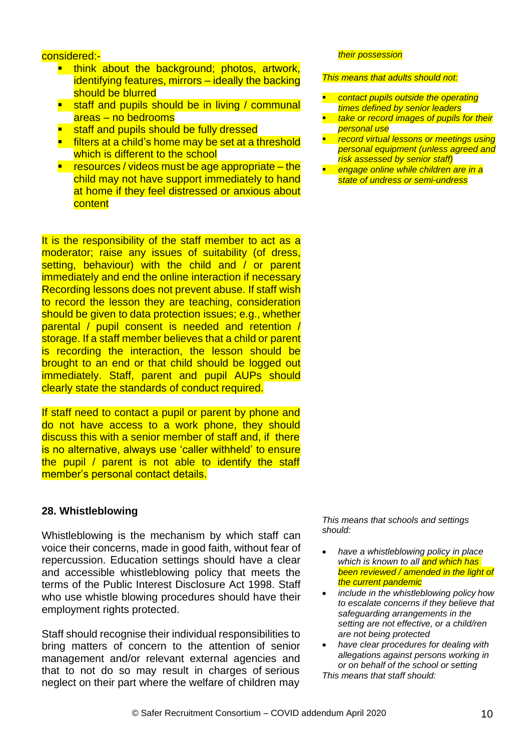considered:-

- think about the background; photos, artwork, identifying features, mirrors – ideally the backing should be blurred
- staff and pupils should be in living / communal areas – no bedrooms
- staff and pupils should be fully dressed
- filters at a child's home may be set at a threshold which is different to the school
- resources / videos must be age appropriate – the child may not have support immediately to hand at home if they feel distressed or anxious about content

It is the responsibility of the staff member to act as a moderator; raise any issues of suitability (of dress, setting, behaviour) with the child and / or parent immediately and end the online interaction if necessary Recording lessons does not prevent abuse. If staff wish to record the lesson they are teaching, consideration should be given to data protection issues; e.g., whether parental / pupil consent is needed and retention / storage. If a staff member believes that a child or parent is recording the interaction, the lesson should be brought to an end or that child should be logged out immediately. Staff, parent and pupil AUPs should clearly state the standards of conduct required.

If staff need to contact a pupil or parent by phone and do not have access to a work phone, they should discuss this with a senior member of staff and, if there is no alternative, always use 'caller withheld' to ensure the pupil / parent is not able to identify the staff member's personal contact details.

*their possession*

*This means that adults should not:*

- *contact pupils outside the operating times defined by senior leaders*
- *take or record images of pupils for their personal use*
- *record virtual lessons or meetings using personal equipment (unless agreed and risk assessed by senior staff)*
- *engage online while children are in a state of undress or semi-undress*

## 28. Whistleblowing

Whistleblowing is the mechanism by which staff can voice their concerns, made in good faith, without fear of repercussion. Education settings should have a clear and accessible whistleblowing policy that meets the terms of the Public Interest Disclosure Act 1998. Staff who use whistle blowing procedures should have their employment rights protected.

Staff should recognise their individual responsibilities to bring matters of concern to the attention of senior management and/or relevant external agencies and that to not do so may result in charges of serious neglect on their part where the welfare of children may

*This means that schools and settings should:*

- *have a whistleblowing policy in place which is known to all and which has been reviewed / amended in the light of the current pandemic*
- *include in the whistleblowing policy how to escalate concerns if they believe that safeguarding arrangements in the setting are not effective, or a child/ren are not being protected*
- *have clear procedures for dealing with allegations against persons working in or on behalf of the school or setting*

*This means that staff should:*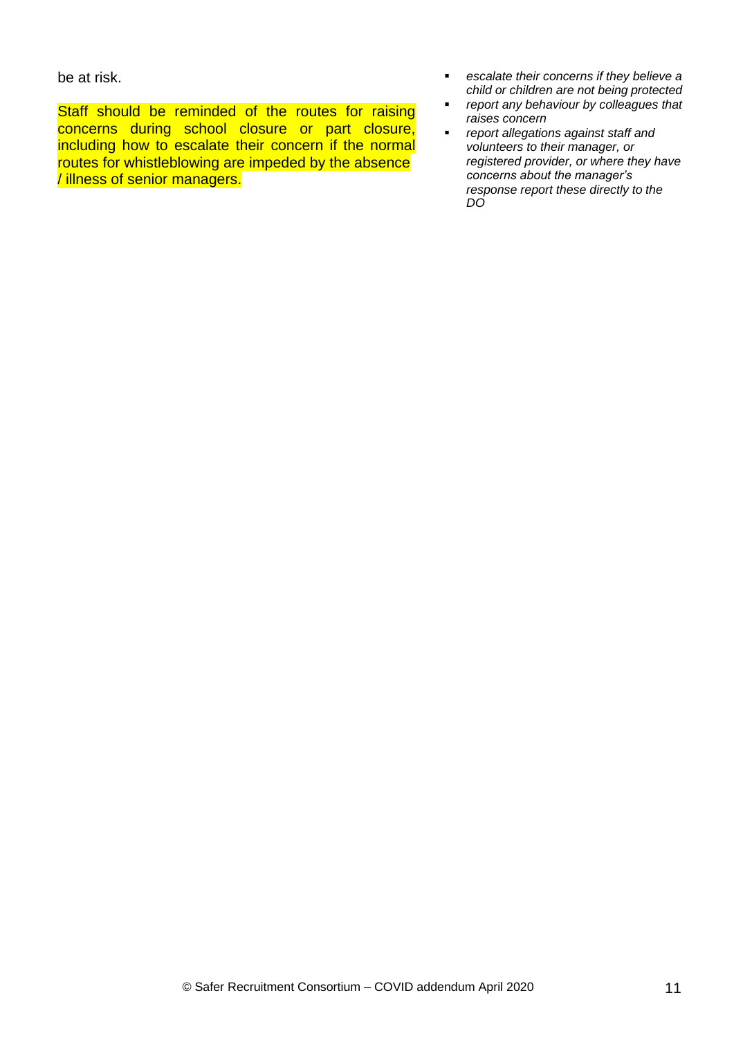be at risk.

Staff should be reminded of the routes for raising concerns during school closure or part closure, including how to escalate their concern if the normal routes for whistleblowing are impeded by the absence / illness of senior managers.

- *escalate their concerns if they believe a child or children are not being protected*
- *report any behaviour by colleagues that raises concern*
- *report allegations against staff and volunteers to their manager, or registered provider, or where they have concerns about the manager's response report these directly to the DO*